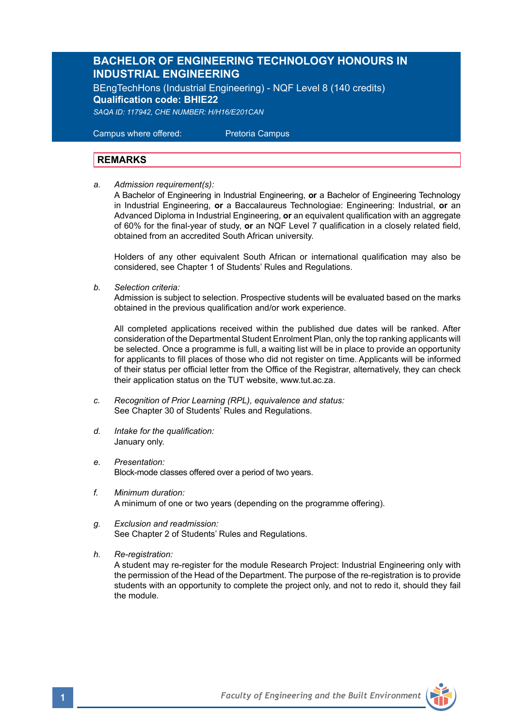# BACHELOR OF ENGINEERING TECHNOLOGY HONOURS IN INDUSTRIAL ENGINEERING

BEngTechHons (Industrial Engineering) - NQF Level 8 (140 credits)
**Qualification code: BHIE22**
*SAQA ID: 117942, CHE NUMBER: H/H16/E201CAN*

Campus where offered: Pretoria Campus

## REMARKS

a. *Admission requirement(s):*
A Bachelor of Engineering in Industrial Engineering, **or** a Bachelor of Engineering Technology in Industrial Engineering, **or** a Baccalaureus Technologiae: Engineering: Industrial, **or** an Advanced Diploma in Industrial Engineering, **or** an equivalent qualification with an aggregate of 60% for the final-year of study, **or** an NQF Level 7 qualification in a closely related field, obtained from an accredited South African university.

Holders of any other equivalent South African or international qualification may also be considered, see Chapter 1 of Students' Rules and Regulations.

b. *Selection criteria:*
Admission is subject to selection. Prospective students will be evaluated based on the marks obtained in the previous qualification and/or work experience.

All completed applications received within the published due dates will be ranked. After consideration of the Departmental Student Enrolment Plan, only the top ranking applicants will be selected. Once a programme is full, a waiting list will be in place to provide an opportunity for applicants to fill places of those who did not register on time. Applicants will be informed of their status per official letter from the Office of the Registrar, alternatively, they can check their application status on the TUT website, www.tut.ac.za.

c. *Recognition of Prior Learning (RPL), equivalence and status:*
See Chapter 30 of Students' Rules and Regulations.

d. *Intake for the qualification:*
January only.

e. *Presentation:*
Block-mode classes offered over a period of two years.

f. *Minimum duration:*
A minimum of one or two years (depending on the programme offering).

g. *Exclusion and readmission:*
See Chapter 2 of Students' Rules and Regulations.

h. *Re-registration:*
A student may re-register for the module Research Project: Industrial Engineering only with the permission of the Head of the Department. The purpose of the re-registration is to provide students with an opportunity to complete the project only, and not to redo it, should they fail the module.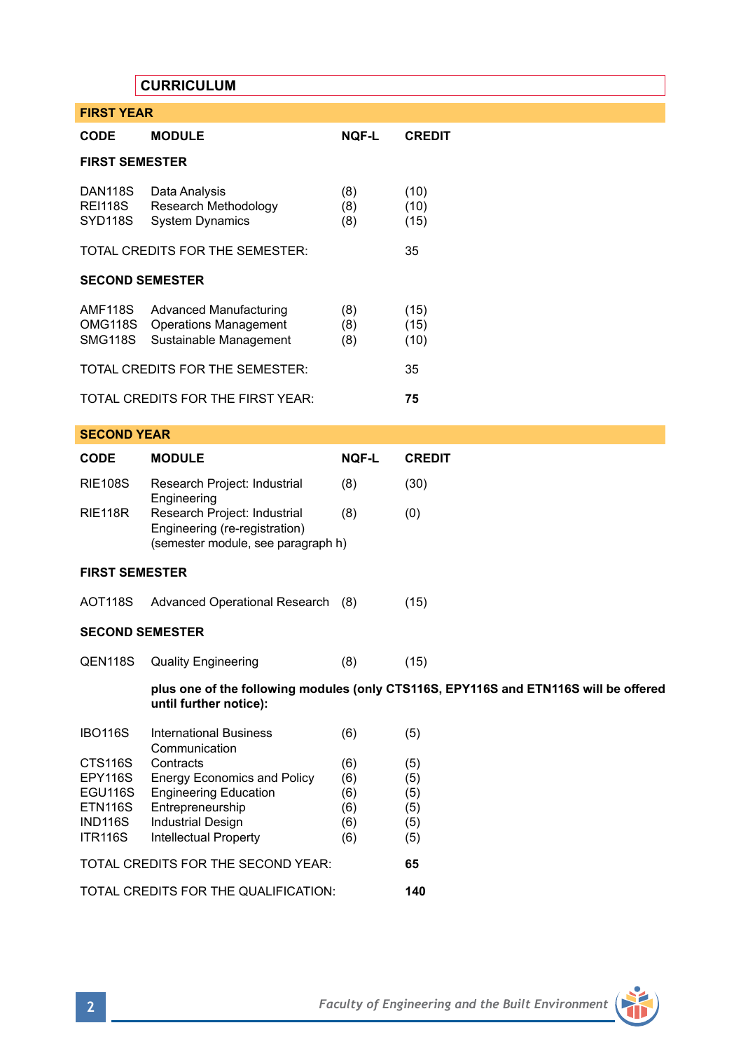## CURRICULUM

### FIRST YEAR

| CODE | MODULE | NQF-L | CREDIT |
|---|---|---|---|
| **FIRST SEMESTER** | | | |
| DAN118S | Data Analysis | (8) | (10) |
| REI118S | Research Methodology | (8) | (10) |
| SYD118S | System Dynamics | (8) | (15) |
| TOTAL CREDITS FOR THE SEMESTER: | | | 35 |
| **SECOND SEMESTER** | | | |
| AMF118S | Advanced Manufacturing | (8) | (15) |
| OMG118S | Operations Management | (8) | (15) |
| SMG118S | Sustainable Management | (8) | (10) |
| TOTAL CREDITS FOR THE SEMESTER: | | | 35 |
| TOTAL CREDITS FOR THE FIRST YEAR: | | | **75** |

### SECOND YEAR

| CODE | MODULE | NQF-L | CREDIT |
|---|---|---|---|
| RIE108S | Research Project: Industrial Engineering | (8) | (30) |
| RIE118R | Research Project: Industrial Engineering (re-registration) (semester module, see paragraph h) | (8) | (0) |
| **FIRST SEMESTER** | | | |
| AOT118S | Advanced Operational Research | (8) | (15) |
| **SECOND SEMESTER** | | | |
| QEN118S | Quality Engineering | (8) | (15) |
| | **plus one of the following modules (only CTS116S, EPY116S and ETN116S will be offered until further notice):** | | |
| IBO116S | International Business Communication | (6) | (5) |
| CTS116S | Contracts | (6) | (5) |
| EPY116S | Energy Economics and Policy | (6) | (5) |
| EGU116S | Engineering Education | (6) | (5) |
| ETN116S | Entrepreneurship | (6) | (5) |
| IND116S | Industrial Design | (6) | (5) |
| ITR116S | Intellectual Property | (6) | (5) |
| TOTAL CREDITS FOR THE SECOND YEAR: | | | **65** |
| TOTAL CREDITS FOR THE QUALIFICATION: | | | **140** |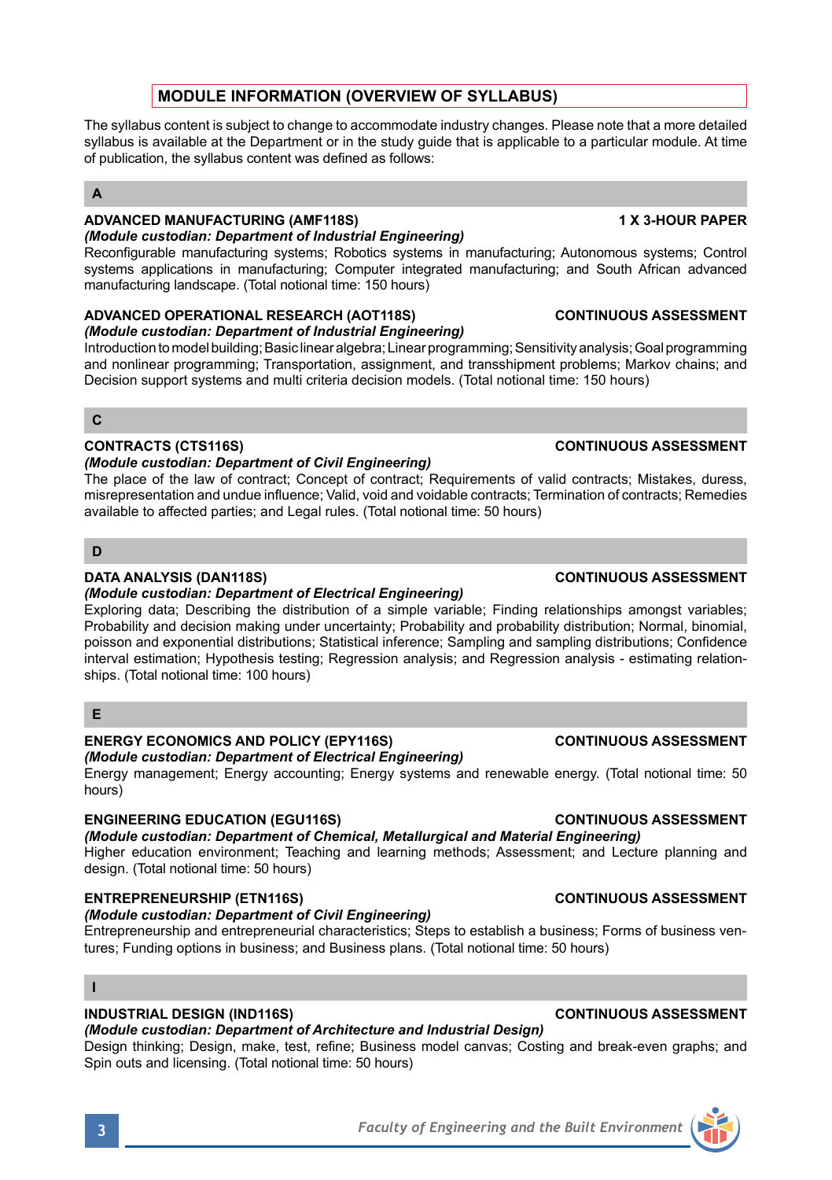## MODULE INFORMATION (OVERVIEW OF SYLLABUS)

The syllabus content is subject to change to accommodate industry changes. Please note that a more detailed syllabus is available at the Department or in the study guide that is applicable to a particular module. At time of publication, the syllabus content was defined as follows:

### A

**ADVANCED MANUFACTURING (AMF118S)** **1 X 3-HOUR PAPER**
***(Module custodian: Department of Industrial Engineering)***
Reconfigurable manufacturing systems; Robotics systems in manufacturing; Autonomous systems; Control systems applications in manufacturing; Computer integrated manufacturing; and South African advanced manufacturing landscape. (Total notional time: 150 hours)

**ADVANCED OPERATIONAL RESEARCH (AOT118S)** **CONTINUOUS ASSESSMENT**
***(Module custodian: Department of Industrial Engineering)***
Introduction to model building; Basic linear algebra; Linear programming; Sensitivity analysis; Goal programming and nonlinear programming; Transportation, assignment, and transshipment problems; Markov chains; and Decision support systems and multi criteria decision models. (Total notional time: 150 hours)

### C

**CONTRACTS (CTS116S)** **CONTINUOUS ASSESSMENT**
***(Module custodian: Department of Civil Engineering)***
The place of the law of contract; Concept of contract; Requirements of valid contracts; Mistakes, duress, misrepresentation and undue influence; Valid, void and voidable contracts; Termination of contracts; Remedies available to affected parties; and Legal rules. (Total notional time: 50 hours)

### D

**DATA ANALYSIS (DAN118S)** **CONTINUOUS ASSESSMENT**
***(Module custodian: Department of Electrical Engineering)***
Exploring data; Describing the distribution of a simple variable; Finding relationships amongst variables; Probability and decision making under uncertainty; Probability and probability distribution; Normal, binomial, poisson and exponential distributions; Statistical inference; Sampling and sampling distributions; Confidence interval estimation; Hypothesis testing; Regression analysis; and Regression analysis - estimating relationships. (Total notional time: 100 hours)

### E

**ENERGY ECONOMICS AND POLICY (EPY116S)** **CONTINUOUS ASSESSMENT**
***(Module custodian: Department of Electrical Engineering)***
Energy management; Energy accounting; Energy systems and renewable energy. (Total notional time: 50 hours)

**ENGINEERING EDUCATION (EGU116S)** **CONTINUOUS ASSESSMENT**
***(Module custodian: Department of Chemical, Metallurgical and Material Engineering)***
Higher education environment; Teaching and learning methods; Assessment; and Lecture planning and design. (Total notional time: 50 hours)

**ENTREPRENEURSHIP (ETN116S)** **CONTINUOUS ASSESSMENT**
***(Module custodian: Department of Civil Engineering)***
Entrepreneurship and entrepreneurial characteristics; Steps to establish a business; Forms of business ventures; Funding options in business; and Business plans. (Total notional time: 50 hours)

### I

**INDUSTRIAL DESIGN (IND116S)** **CONTINUOUS ASSESSMENT**
***(Module custodian: Department of Architecture and Industrial Design)***
Design thinking; Design, make, test, refine; Business model canvas; Costing and break-even graphs; and Spin outs and licensing. (Total notional time: 50 hours)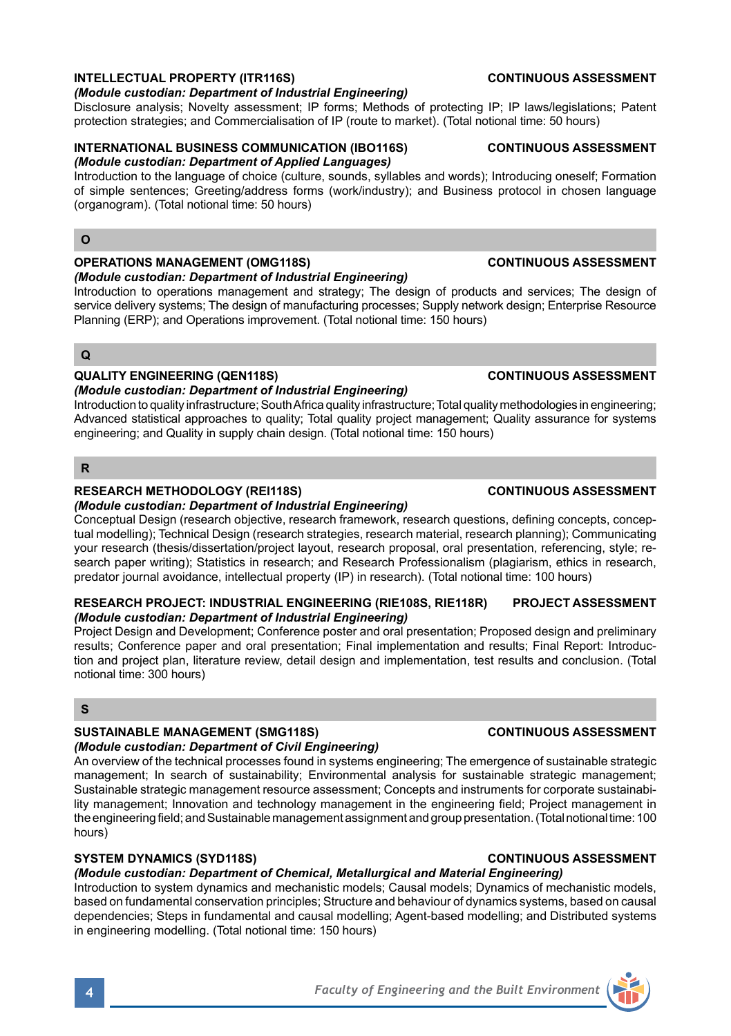### INTELLECTUAL PROPERTY (ITR116S) — CONTINUOUS ASSESSMENT

*(Module custodian: Department of Industrial Engineering)*

Disclosure analysis; Novelty assessment; IP forms; Methods of protecting IP; IP laws/legislations; Patent protection strategies; and Commercialisation of IP (route to market). (Total notional time: 50 hours)

### INTERNATIONAL BUSINESS COMMUNICATION (IBO116S) — CONTINUOUS ASSESSMENT

*(Module custodian: Department of Applied Languages)*

Introduction to the language of choice (culture, sounds, syllables and words); Introducing oneself; Formation of simple sentences; Greeting/address forms (work/industry); and Business protocol in chosen language (organogram). (Total notional time: 50 hours)

## O

### OPERATIONS MANAGEMENT (OMG118S) — CONTINUOUS ASSESSMENT

*(Module custodian: Department of Industrial Engineering)*

Introduction to operations management and strategy; The design of products and services; The design of service delivery systems; The design of manufacturing processes; Supply network design; Enterprise Resource Planning (ERP); and Operations improvement. (Total notional time: 150 hours)

## Q

### QUALITY ENGINEERING (QEN118S) — CONTINUOUS ASSESSMENT

*(Module custodian: Department of Industrial Engineering)*

Introduction to quality infrastructure; South Africa quality infrastructure; Total quality methodologies in engineering; Advanced statistical approaches to quality; Total quality project management; Quality assurance for systems engineering; and Quality in supply chain design. (Total notional time: 150 hours)

## R

### RESEARCH METHODOLOGY (REI118S) — CONTINUOUS ASSESSMENT

*(Module custodian: Department of Industrial Engineering)*

Conceptual Design (research objective, research framework, research questions, defining concepts, conceptual modelling); Technical Design (research strategies, research material, research planning); Communicating your research (thesis/dissertation/project layout, research proposal, oral presentation, referencing, style; research paper writing); Statistics in research; and Research Professionalism (plagiarism, ethics in research, predator journal avoidance, intellectual property (IP) in research). (Total notional time: 100 hours)

### RESEARCH PROJECT: INDUSTRIAL ENGINEERING (RIE108S, RIE118R) — PROJECT ASSESSMENT

*(Module custodian: Department of Industrial Engineering)*

Project Design and Development; Conference poster and oral presentation; Proposed design and preliminary results; Conference paper and oral presentation; Final implementation and results; Final Report: Introduction and project plan, literature review, detail design and implementation, test results and conclusion. (Total notional time: 300 hours)

## S

### SUSTAINABLE MANAGEMENT (SMG118S) — CONTINUOUS ASSESSMENT

*(Module custodian: Department of Civil Engineering)*

An overview of the technical processes found in systems engineering; The emergence of sustainable strategic management; In search of sustainability; Environmental analysis for sustainable strategic management; Sustainable strategic management resource assessment; Concepts and instruments for corporate sustainability management; Innovation and technology management in the engineering field; Project management in the engineering field; and Sustainable management assignment and group presentation. (Total notional time: 100 hours)

### SYSTEM DYNAMICS (SYD118S) — CONTINUOUS ASSESSMENT

*(Module custodian: Department of Chemical, Metallurgical and Material Engineering)*

Introduction to system dynamics and mechanistic models; Causal models; Dynamics of mechanistic models, based on fundamental conservation principles; Structure and behaviour of dynamics systems, based on causal dependencies; Steps in fundamental and causal modelling; Agent-based modelling; and Distributed systems in engineering modelling. (Total notional time: 150 hours)